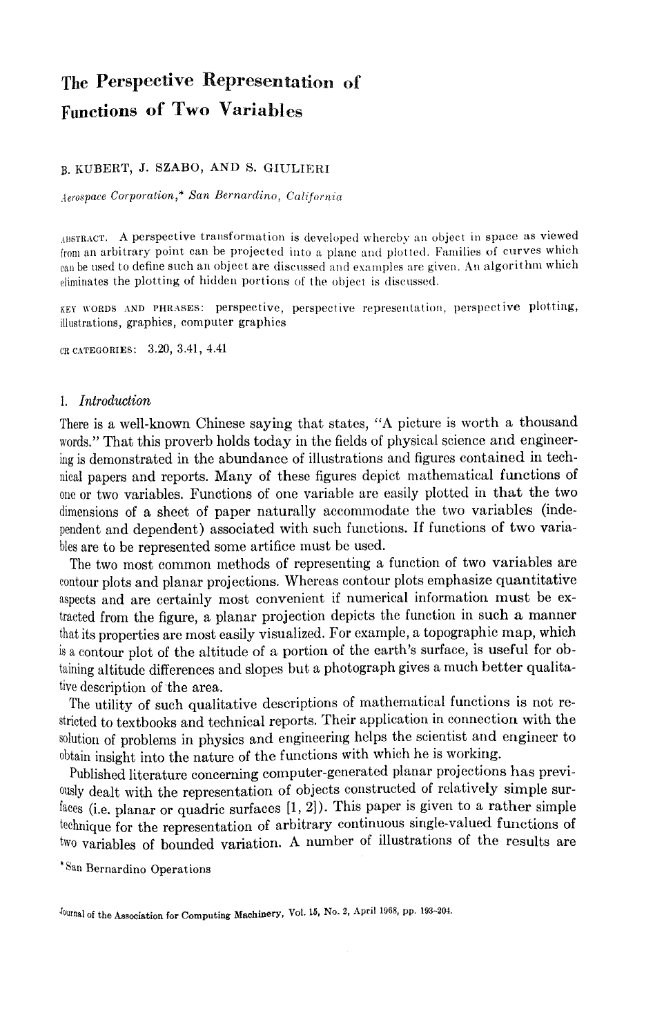# The Perspective Representation of Functions of Two Variables

B. KUBERT, J. SZABO, AND S. GIULIERI

*Aerospace Corporation,\* San Bernardino, California*

ABSTRACT. A perspective transformation is developed whereby an object in space as viewed from an arbitrary point can be projected into a plane and plotted. Families of curves which can be used to define such an object are discussed and examples are given. An algorithm which eliminates the plotting of hidden portions of the object is discussed.

KEY WORDS AND PHRASES: perspective, perspective representation, perspective plotting, illustrations, graphics, computer graphics

CR CATEGORIES: 3.20, 3.41, 4.41

## 1. *Introduction*

There is a well-known Chinese saying that states, "A picture is worth a thousand words." That this proverb holds today in the fields of physical science and engineering is demonstrated in the abundance of illustrations and figures contained in technical papers and reports. Many of these figures depict mathematical functions of one or two variables. Functions of one variable are easily plotted in that the two dimensions of a sheet of paper naturally accommodate the two variables (independent and dependent) associated with such functions. If functions of two variables are to be represented some artifice must be used.

The two most common methods of representing a function of two variables are contour plots and planar projections. Whereas contour plots emphasize quantitative aspects and are certainly most convenient if numerical information must be extracted from the figure, a planar projection depicts the function in such a manner that its properties are most easily visualized. For example, a topographic map, which is a contour plot of the altitude of a portion of the earth's surface, is useful for obtaining altitude differences and slopes but a photograph gives a much better qualitative description of the area.

The utility of such qualitative descriptions of mathematical functions is not restricted to textbooks and technical reports. Their application in connection with the solution of problems in physics and engineering helps the scientist and engineer to obtain insight into the nature of the functions with which he is working.

Published literature concerning computer-generated planar projections has previously dealt with the representation of objects constructed of relatively simple surfaces (i.e. planar or quadric surfaces [1, 2]). This paper is given to a rather simple technique for the representation of arbitrary continuous single-valued functions of two variables of bounded variation. A number of illustrations of the results are

\*San Bernardino Operations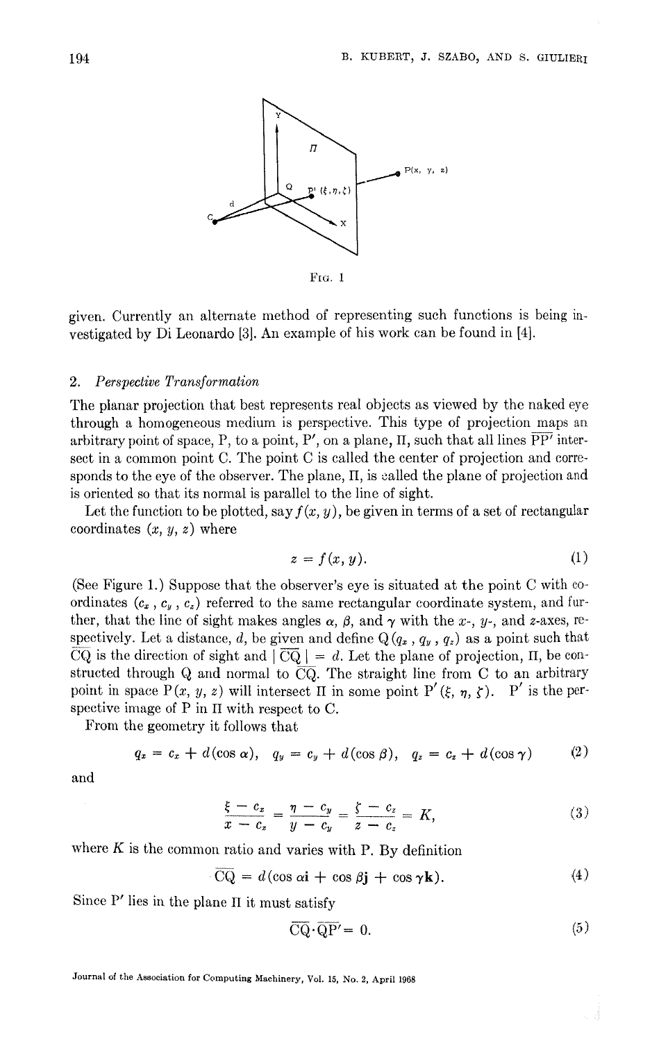FIG. 1

given. Currently an alternate method of representing such functions is being investigated by Di Leonardo [3]. An example of his work can be found in [4].

## 2. *Perspective Transformation*

The planar projection that best represents real objects as viewed by the naked eye through a homogeneous medium is perspective. This type of projection maps an arbitrary point of space, P, to a point, P′, on a plane, Π, such that all lines $\overline{PP'}$ intersect in a common point C. The point C is called the center of projection and corresponds to the eye of the observer. The plane, Π, is called the plane of projection and is oriented so that its normal is parallel to the line of sight.

Let the function to be plotted, say $f(x, y)$, be given in terms of a set of rectangular coordinates $(x, y, z)$ where

$$z = f(x, y). \tag{1}$$

(See Figure 1.) Suppose that the observer's eye is situated at the point C with coordinates $(c_x, c_y, c_z)$ referred to the same rectangular coordinate system, and further, that the line of sight makes angles $\alpha$, $\beta$, and $\gamma$ with the $x$-, $y$-, and $z$-axes, respectively. Let a distance, $d$, be given and define Q$(q_x, q_y, q_z)$ as a point such that $\overline{CQ}$ is the direction of sight and $|\overline{CQ}| = d$. Let the plane of projection, Π, be constructed through Q and normal to $\overline{CQ}$. The straight line from C to an arbitrary point in space P$(x, y, z)$ will intersect Π in some point P′$(\xi, \eta, \zeta)$. P′ is the perspective image of P in Π with respect to C.

From the geometry it follows that

$$q_x = c_x + d(\cos \alpha), \quad q_y = c_y + d(\cos \beta), \quad q_z = c_z + d(\cos \gamma) \tag{2}$$

and

$$\frac{\xi - c_x}{x - c_x} = \frac{\eta - c_y}{y - c_y} = \frac{\zeta - c_z}{z - c_z} = K, \tag{3}$$

where $K$ is the common ratio and varies with P. By definition

$$\overline{CQ} = d(\cos \alpha \mathbf{i} + \cos \beta \mathbf{j} + \cos \gamma \mathbf{k}). \tag{4}$$

Since P′ lies in the plane Π it must satisfy

$$\overline{CQ} \cdot \overline{QP'} = 0. \tag{5}$$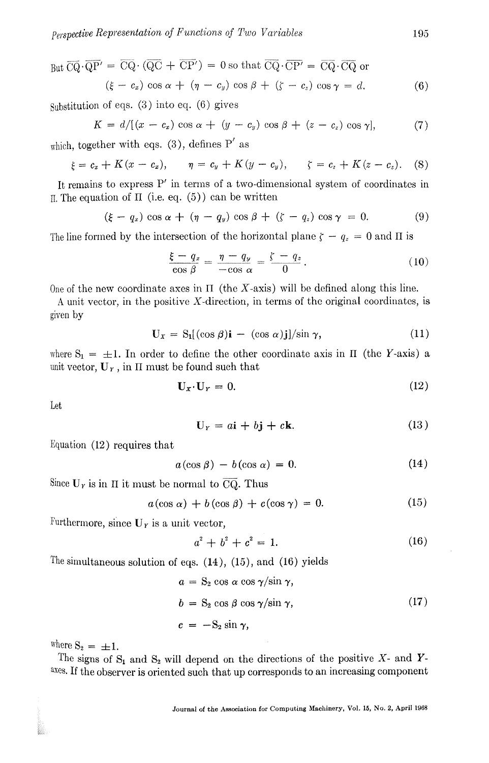But $\overline{CQ} \cdot \overline{QP'} = \overline{CQ} \cdot (\overline{QC} + \overline{CP'}) = 0$ so that $\overline{CQ} \cdot \overline{CP'} = \overline{CQ} \cdot \overline{CQ}$ or

$$(\xi - c_x) \cos \alpha + (\eta - c_y) \cos \beta + (\zeta - c_z) \cos \gamma = d. \tag{6}$$

Substitution of eqs. (3) into eq. (6) gives

$$K = d/[(x - c_x) \cos \alpha + (y - c_y) \cos \beta + (z - c_z) \cos \gamma], \tag{7}$$

which, together with eqs. (3), defines P′ as

$$\xi = c_x + K(x - c_x), \qquad \eta = c_y + K(y - c_y), \qquad \zeta = c_z + K(z - c_z). \tag{8}$$

It remains to express P′ in terms of a two-dimensional system of coordinates in Π. The equation of Π (i.e. eq. (5)) can be written

$$(\xi - q_x) \cos \alpha + (\eta - q_y) \cos \beta + (\zeta - q_z) \cos \gamma = 0. \tag{9}$$

The line formed by the intersection of the horizontal plane $\zeta - q_z = 0$ and Π is

$$\frac{\xi - q_x}{\cos \beta} = \frac{\eta - q_y}{-\cos \alpha} = \frac{\zeta - q_z}{0}. \tag{10}$$

One of the new coordinate axes in Π (the $X$-axis) will be defined along this line.

A unit vector, in the positive $X$-direction, in terms of the original coordinates, is given by

$$\mathbf{U}_X = S_1[(\cos \beta)\mathbf{i} - (\cos \alpha)\mathbf{j}]/\sin \gamma, \tag{11}$$

where $S_1 = \pm 1$. In order to define the other coordinate axis in Π (the $Y$-axis) a unit vector, $\mathbf{U}_Y$, in Π must be found such that

$$\mathbf{U}_X \cdot \mathbf{U}_Y = 0. \tag{12}$$

Let

$$\mathbf{U}_Y = a\mathbf{i} + b\mathbf{j} + c\mathbf{k}. \tag{13}$$

Equation (12) requires that

$$a(\cos \beta) - b(\cos \alpha) = 0. \tag{14}$$

Since $\mathbf{U}_Y$ is in Π it must be normal to $\overline{CQ}$. Thus

$$a(\cos \alpha) + b(\cos \beta) + c(\cos \gamma) = 0. \tag{15}$$

Furthermore, since $\mathbf{U}_Y$ is a unit vector,

$$a^2 + b^2 + c^2 = 1. \tag{16}$$

The simultaneous solution of eqs. (14), (15), and (16) yields

$$\begin{aligned} a &= S_2 \cos \alpha \cos \gamma / \sin \gamma, \\ b &= S_2 \cos \beta \cos \gamma / \sin \gamma, \\ c &= -S_2 \sin \gamma, \end{aligned} \tag{17}$$

where $S_2 = \pm 1$.

The signs of $S_1$ and $S_2$ will depend on the directions of the positive $X$- and $Y$-axes. If the observer is oriented such that up corresponds to an increasing component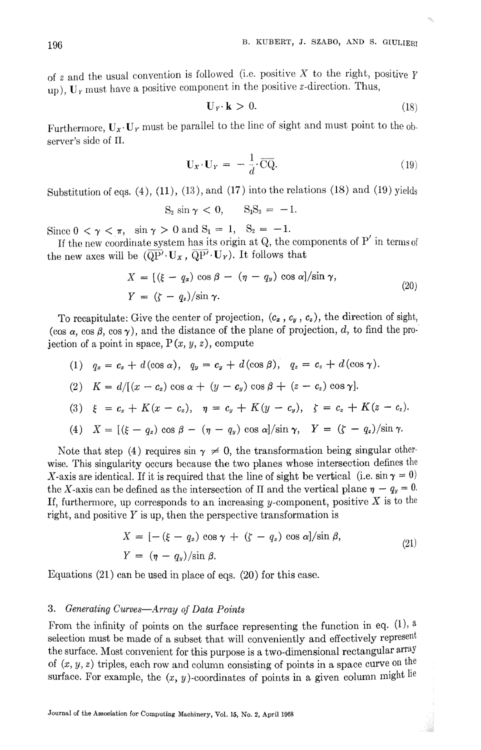of $z$ and the usual convention is followed (i.e. positive $X$ to the right, positive $Y$ up), $\mathbf{U}_Y$ must have a positive component in the positive $z$-direction. Thus,

$$\mathbf{U}_Y \cdot \mathbf{k} > 0. \tag{18}$$

Furthermore, $\mathbf{U}_X \cdot \mathbf{U}_Y$ must be parallel to the line of sight and must point to the observer's side of $\Pi$.

$$\mathbf{U}_X \cdot \mathbf{U}_Y = -\frac{1}{d} \cdot \overline{\mathrm{CQ}}. \tag{19}$$

Substitution of eqs. (4), (11), (13), and (17) into the relations (18) and (19) yields

$$\mathrm{S}_2 \sin \gamma < 0, \qquad \mathrm{S}_1\mathrm{S}_2 = -1.$$

Since $0 < \gamma < \pi$, $\sin \gamma > 0$ and $\mathrm{S}_1 = 1$, $\mathrm{S}_2 = -1$.

If the new coordinate system has its origin at Q, the components of P′ in terms of the new axes will be $(\overline{\mathrm{QP}'} \cdot \mathbf{U}_X, \overline{\mathrm{QP}'} \cdot \mathbf{U}_Y)$. It follows that

$$\begin{aligned} X &= [(\xi - q_x) \cos \beta - (\eta - q_y) \cos \alpha]/\sin \gamma, \\ Y &= (\zeta - q_z)/\sin \gamma. \end{aligned} \tag{20}$$

To recapitulate: Give the center of projection, $(c_x, c_y, c_z)$, the direction of sight, $(\cos \alpha, \cos \beta, \cos \gamma)$, and the distance of the plane of projection, $d$, to find the projection of a point in space, $\mathrm{P}(x, y, z)$, compute

(1) $q_x = c_x + d(\cos \alpha), \quad q_y = c_y + d(\cos \beta), \quad q_z = c_z + d(\cos \gamma).$

(2) $K = d/[(x - c_x) \cos \alpha + (y - c_y) \cos \beta + (z - c_z) \cos \gamma].$

(3) $\xi = c_x + K(x - c_x), \quad \eta = c_y + K(y - c_y), \quad \zeta = c_z + K(z - c_z).$

(4) $X = [(\xi - q_x) \cos \beta - (\eta - q_y) \cos \alpha]/\sin \gamma, \quad Y = (\zeta - q_z)/\sin \gamma.$

Note that step (4) requires $\sin \gamma \neq 0$, the transformation being singular otherwise. This singularity occurs because the two planes whose intersection defines the $X$-axis are identical. If it is required that the line of sight be vertical (i.e. $\sin \gamma = 0$) the $X$-axis can be defined as the intersection of $\Pi$ and the vertical plane $\eta - q_y = 0$. If, furthermore, up corresponds to an increasing $y$-component, positive $X$ is to the right, and positive $Y$ is up, then the perspective transformation is

$$\begin{aligned} X &= [-(\xi - q_x) \cos \gamma + (\zeta - q_z) \cos \alpha]/\sin \beta, \\ Y &= (\eta - q_y)/\sin \beta. \end{aligned} \tag{21}$$

Equations (21) can be used in place of eqs. (20) for this case.

### 3. *Generating Curves—Array of Data Points*

From the infinity of points on the surface representing the function in eq. (1), a selection must be made of a subset that will conveniently and effectively represent the surface. Most convenient for this purpose is a two-dimensional rectangular array of $(x, y, z)$ triples, each row and column consisting of points in a space curve on the surface. For example, the $(x, y)$-coordinates of points in a given column might lie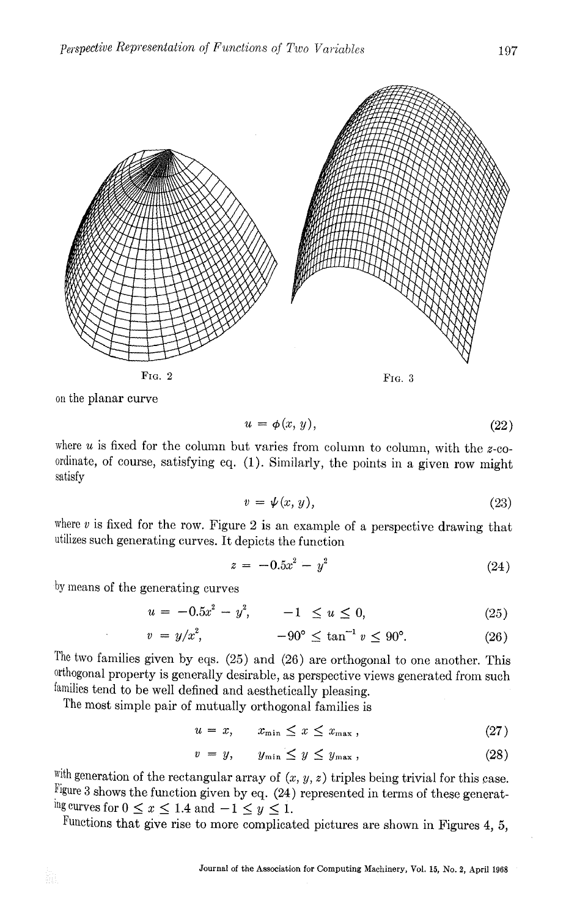Fig. 2

Fig. 3

on the planar curve

$$u = \phi(x, y), \tag{22}$$

where $u$ is fixed for the column but varies from column to column, with the $z$-coordinate, of course, satisfying eq. (1). Similarly, the points in a given row might satisfy

$$v = \psi(x, y), \tag{23}$$

where $v$ is fixed for the row. Figure 2 is an example of a perspective drawing that utilizes such generating curves. It depicts the function

$$z = -0.5x^2 - y^2 \tag{24}$$

by means of the generating curves

$$u = -0.5x^2 - y^2, \qquad -1 \leq u \leq 0, \tag{25}$$

$$v = y/x^2, \qquad -90° \leq \tan^{-1} v \leq 90°. \tag{26}$$

The two families given by eqs. (25) and (26) are orthogonal to one another. This orthogonal property is generally desirable, as perspective views generated from such families tend to be well defined and aesthetically pleasing.

The most simple pair of mutually orthogonal families is

$$u = x, \qquad x_{\min} \leq x \leq x_{\max}, \tag{27}$$

$$v = y, \qquad y_{\min} \leq y \leq y_{\max}, \tag{28}$$

with generation of the rectangular array of $(x, y, z)$ triples being trivial for this case. Figure 3 shows the function given by eq. (24) represented in terms of these generating curves for $0 \leq x \leq 1.4$ and $-1 \leq y \leq 1$.

Functions that give rise to more complicated pictures are shown in Figures 4, 5,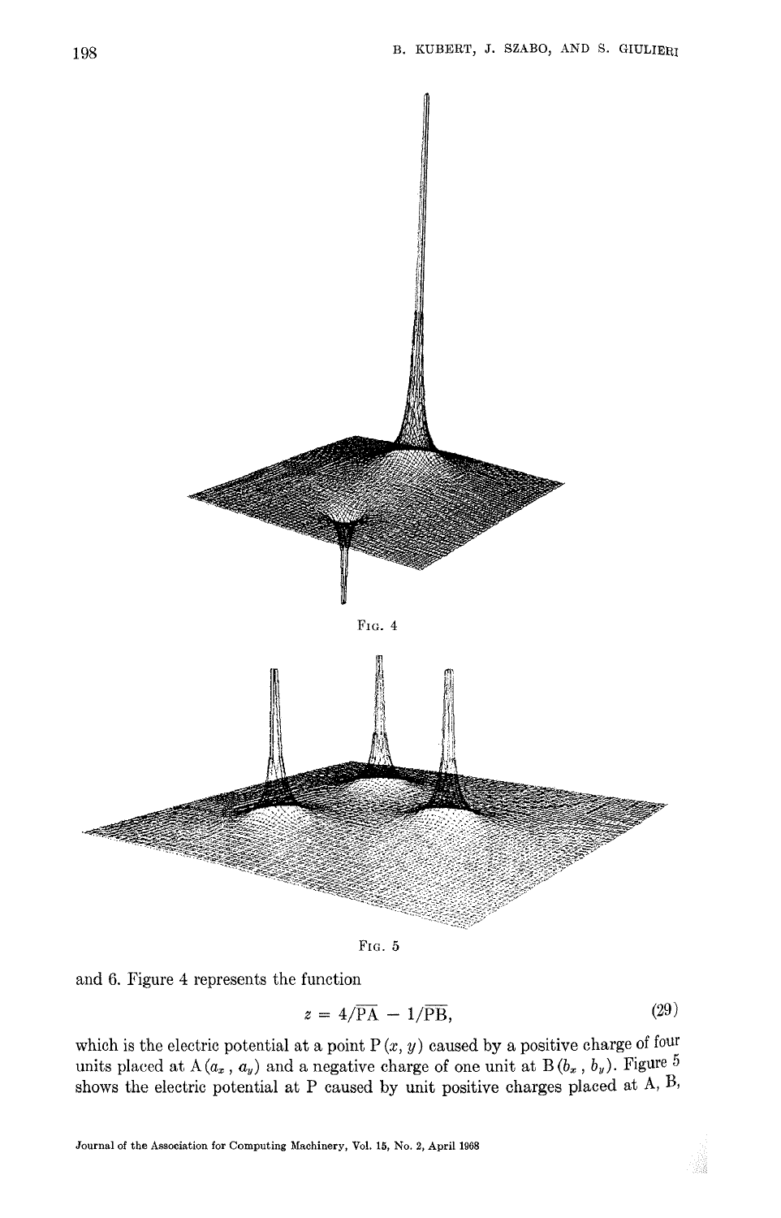FIG. 4

FIG. 5

and 6. Figure 4 represents the function

$$z = 4/\overline{\text{PA}} - 1/\overline{\text{PB}}, \tag{29}$$

which is the electric potential at a point P $(x, y)$ caused by a positive charge of four units placed at A $(a_x, a_y)$ and a negative charge of one unit at B $(b_x, b_y)$. Figure 5 shows the electric potential at P caused by unit positive charges placed at A, B,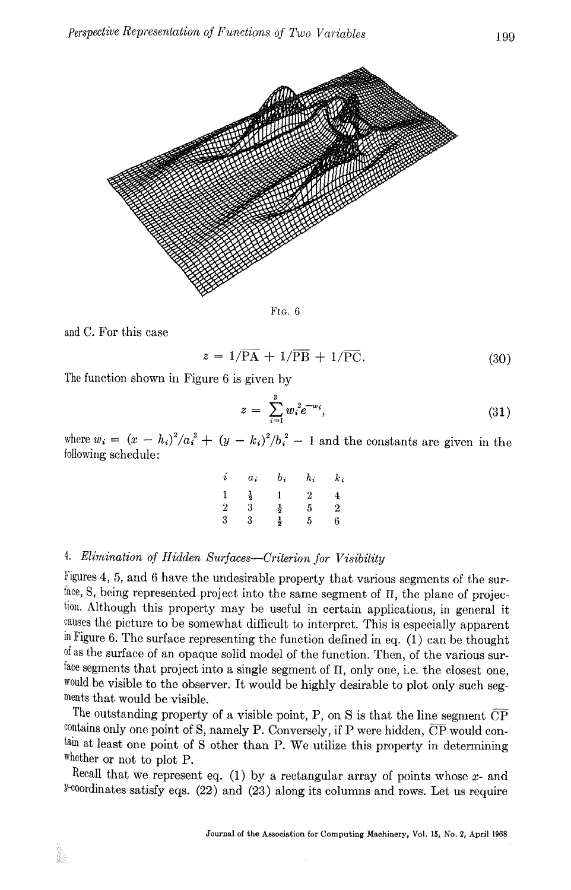FIG. 6

and C. For this case

$$z = 1/\overline{PA} + 1/\overline{PB} + 1/\overline{PC}. \tag{30}$$

The function shown in Figure 6 is given by

$$z = \sum_{i=1}^{3} w_i^2 e^{-w_i}, \tag{31}$$

where $w_i = (x - h_i)^2/a_i^2 + (y - k_i)^2/b_i^2 - 1$ and the constants are given in the following schedule:

| $i$ | $a_i$ | $b_i$ | $h_i$ | $k_i$ |
|---|---|---|---|---|
| 1 | $\frac{1}{2}$ | 1 | 2 | 4 |
| 2 | 3 | $\frac{1}{2}$ | 5 | 2 |
| 3 | 3 | $\frac{1}{2}$ | 5 | 6 |

## 4. *Elimination of Hidden Surfaces—Criterion for Visibility*

Figures 4, 5, and 6 have the undesirable property that various segments of the surface, S, being represented project into the same segment of Π, the plane of projection. Although this property may be useful in certain applications, in general it causes the picture to be somewhat difficult to interpret. This is especially apparent in Figure 6. The surface representing the function defined in eq. (1) can be thought of as the surface of an opaque solid model of the function. Then, of the various surface segments that project into a single segment of Π, only one, i.e. the closest one, would be visible to the observer. It would be highly desirable to plot only such segments that would be visible.

The outstanding property of a visible point, P, on S is that the line segment $\overline{CP}$ contains only one point of S, namely P. Conversely, if P were hidden, $\overline{CP}$ would contain at least one point of S other than P. We utilize this property in determining whether or not to plot P.

Recall that we represent eq. (1) by a rectangular array of points whose $x$- and $y$-coordinates satisfy eqs. (22) and (23) along its columns and rows. Let us require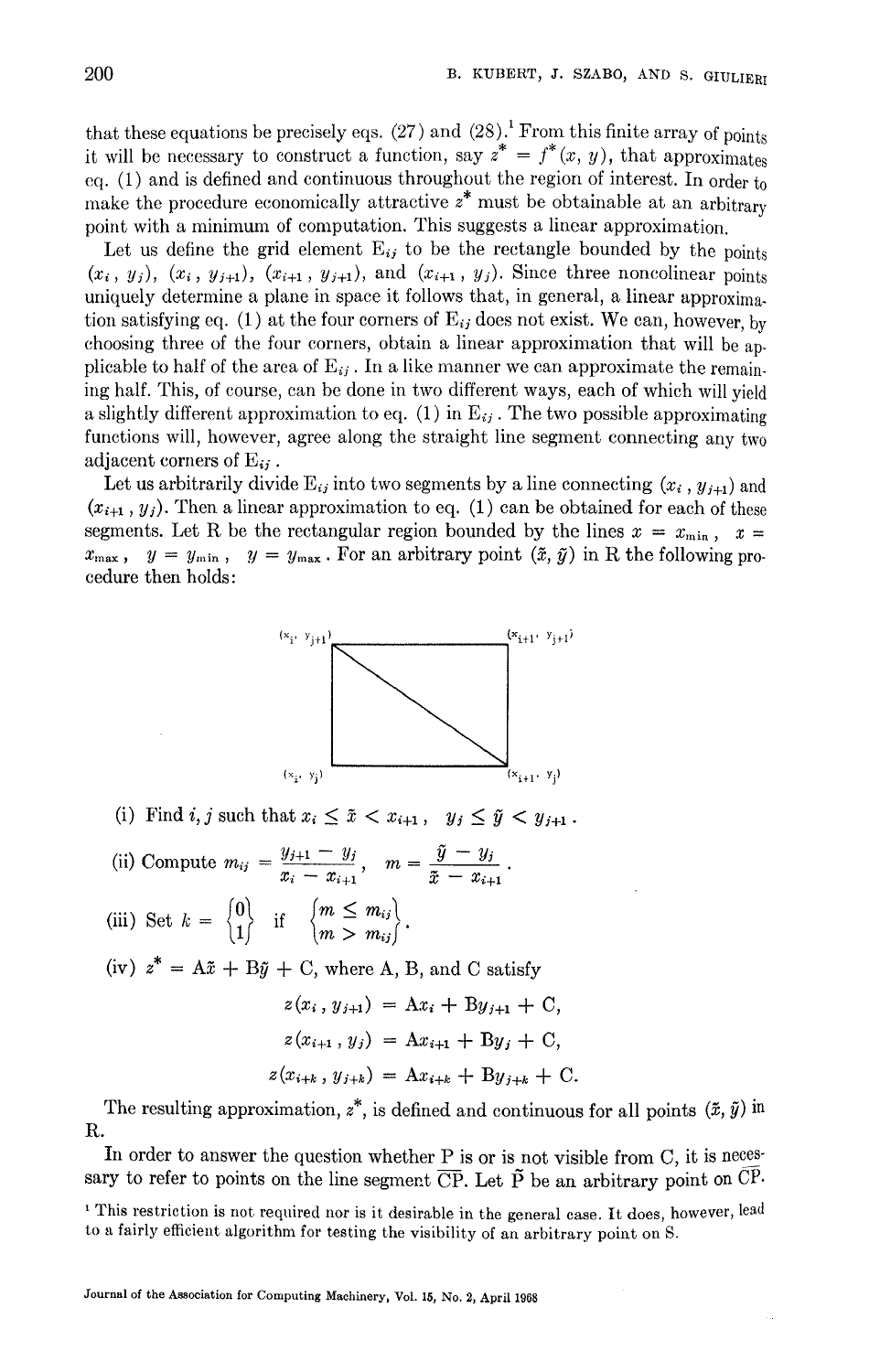that these equations be precisely eqs. (27) and (28).[1] From this finite array of points it will be necessary to construct a function, say $z^* = f^*(x, y)$, that approximates eq. (1) and is defined and continuous throughout the region of interest. In order to make the procedure economically attractive $z^*$ must be obtainable at an arbitrary point with a minimum of computation. This suggests a linear approximation.

Let us define the grid element $E_{ij}$ to be the rectangle bounded by the points $(x_i, y_j)$, $(x_i, y_{j+1})$, $(x_{i+1}, y_{j+1})$, and $(x_{i+1}, y_j)$. Since three noncolinear points uniquely determine a plane in space it follows that, in general, a linear approximation satisfying eq. (1) at the four corners of $E_{ij}$ does not exist. We can, however, by choosing three of the four corners, obtain a linear approximation that will be applicable to half of the area of $E_{ij}$. In a like manner we can approximate the remaining half. This, of course, can be done in two different ways, each of which will yield a slightly different approximation to eq. (1) in $E_{ij}$. The two possible approximating functions will, however, agree along the straight line segment connecting any two adjacent corners of $E_{ij}$.

Let us arbitrarily divide $E_{ij}$ into two segments by a line connecting $(x_i, y_{j+1})$ and $(x_{i+1}, y_j)$. Then a linear approximation to eq. (1) can be obtained for each of these segments. Let R be the rectangular region bounded by the lines $x = x_{\min}$, $x = x_{\max}$, $y = y_{\min}$, $y = y_{\max}$. For an arbitrary point $(\tilde{x}, \tilde{y})$ in R the following procedure then holds:

(i) Find $i, j$ such that $x_i \leq \tilde{x} < x_{i+1}$, $y_j \leq \tilde{y} < y_{j+1}$.

(ii) Compute $m_{ij} = \dfrac{y_{j+1} - y_j}{x_i - x_{i+1}}$, $m = \dfrac{\tilde{y} - y_j}{\tilde{x} - x_{i+1}}$.

(iii) Set $k = \begin{Bmatrix} 0 \\ 1 \end{Bmatrix}$ if $\begin{Bmatrix} m \leq m_{ij} \\ m > m_{ij} \end{Bmatrix}$.

(iv) $z^* = A\tilde{x} + B\tilde{y} + C$, where A, B, and C satisfy

$$z(x_i, y_{j+1}) = Ax_i + By_{j+1} + C,$$

$$z(x_{i+1}, y_j) = Ax_{i+1} + By_j + C,$$

$$z(x_{i+k}, y_{j+k}) = Ax_{i+k} + By_{j+k} + C.$$

The resulting approximation, $z^*$, is defined and continuous for all points $(\tilde{x}, \tilde{y})$ in R.

In order to answer the question whether P is or is not visible from C, it is necessary to refer to points on the line segment $\overline{CP}$. Let $\tilde{P}$ be an arbitrary point on $\overline{CP}$.

[1] This restriction is not required nor is it desirable in the general case. It does, however, lead to a fairly efficient algorithm for testing the visibility of an arbitrary point on S.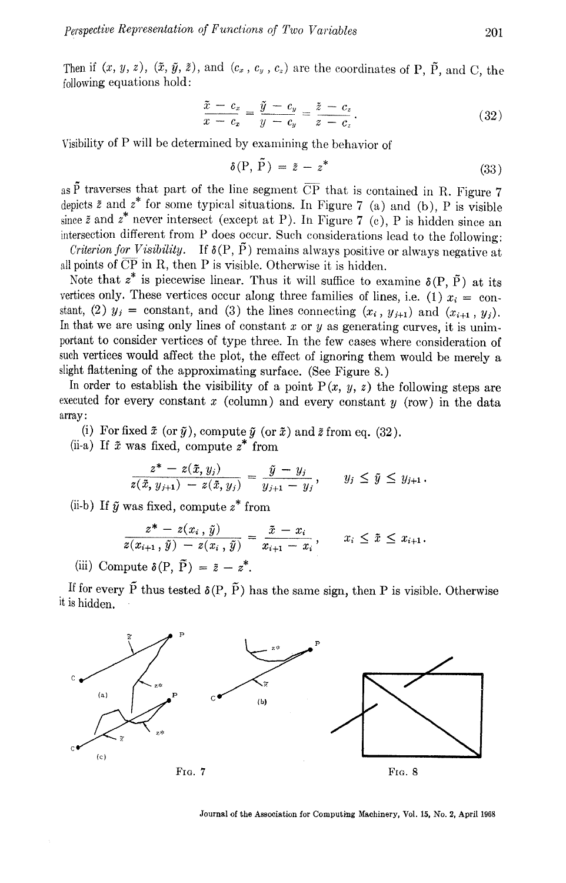Then if $(x, y, z)$, $(\tilde{x}, \tilde{y}, \tilde{z})$, and $(c_x, c_y, c_z)$ are the coordinates of P, $\tilde{\text{P}}$, and C, the following equations hold:

$$\frac{\tilde{x} - c_x}{x - c_x} = \frac{\tilde{y} - c_y}{y - c_y} = \frac{\tilde{z} - c_z}{z - c_z}. \tag{32}$$

Visibility of P will be determined by examining the behavior of

$$\delta(\text{P}, \tilde{\text{P}}) = \tilde{z} - z^* \tag{33}$$

as $\tilde{\text{P}}$ traverses that part of the line segment $\overline{\text{CP}}$ that is contained in R. Figure 7 depicts $\tilde{z}$ and $z^*$ for some typical situations. In Figure 7 (a) and (b), P is visible since $\tilde{z}$ and $z^*$ never intersect (except at P). In Figure 7 (c), P is hidden since an intersection different from P does occur. Such considerations lead to the following:

*Criterion for Visibility.* If $\delta(\text{P}, \tilde{\text{P}})$ remains always positive or always negative at all points of $\overline{\text{CP}}$ in R, then P is visible. Otherwise it is hidden.

Note that $z^*$ is piecewise linear. Thus it will suffice to examine $\delta(\text{P}, \tilde{\text{P}})$ at its vertices only. These vertices occur along three families of lines, i.e. (1) $x_i$ = constant, (2) $y_j$ = constant, and (3) the lines connecting $(x_i, y_{j+1})$ and $(x_{i+1}, y_j)$. In that we are using only lines of constant $x$ or $y$ as generating curves, it is unimportant to consider vertices of type three. In the few cases where consideration of such vertices would affect the plot, the effect of ignoring them would be merely a slight flattening of the approximating surface. (See Figure 8.)

In order to establish the visibility of a point $\text{P}(x, y, z)$ the following steps are executed for every constant $x$ (column) and every constant $y$ (row) in the data array:

(i) For fixed $\tilde{x}$ (or $\tilde{y}$), compute $\tilde{y}$ (or $\tilde{x}$) and $\tilde{z}$ from eq. (32).

(ii-a) If $\tilde{x}$ was fixed, compute $z^*$ from

$$\frac{z^* - z(\tilde{x}, y_j)}{z(\tilde{x}, y_{j+1}) - z(\tilde{x}, y_j)} = \frac{\tilde{y} - y_j}{y_{j+1} - y_j}, \qquad y_j \le \tilde{y} \le y_{j+1}.$$

(ii-b) If $\tilde{y}$ was fixed, compute $z^*$ from

$$\frac{z^* - z(x_i, \tilde{y})}{z(x_{i+1}, \tilde{y}) - z(x_i, \tilde{y})} = \frac{\tilde{x} - x_i}{x_{i+1} - x_i}, \qquad x_i \le \tilde{x} \le x_{i+1}.$$

(iii) Compute $\delta(\text{P}, \tilde{\text{P}}) = \tilde{z} - z^*$.

If for every $\tilde{\text{P}}$ thus tested $\delta(\text{P}, \tilde{\text{P}})$ has the same sign, then P is visible. Otherwise it is hidden.

Fig. 7

Fig. 8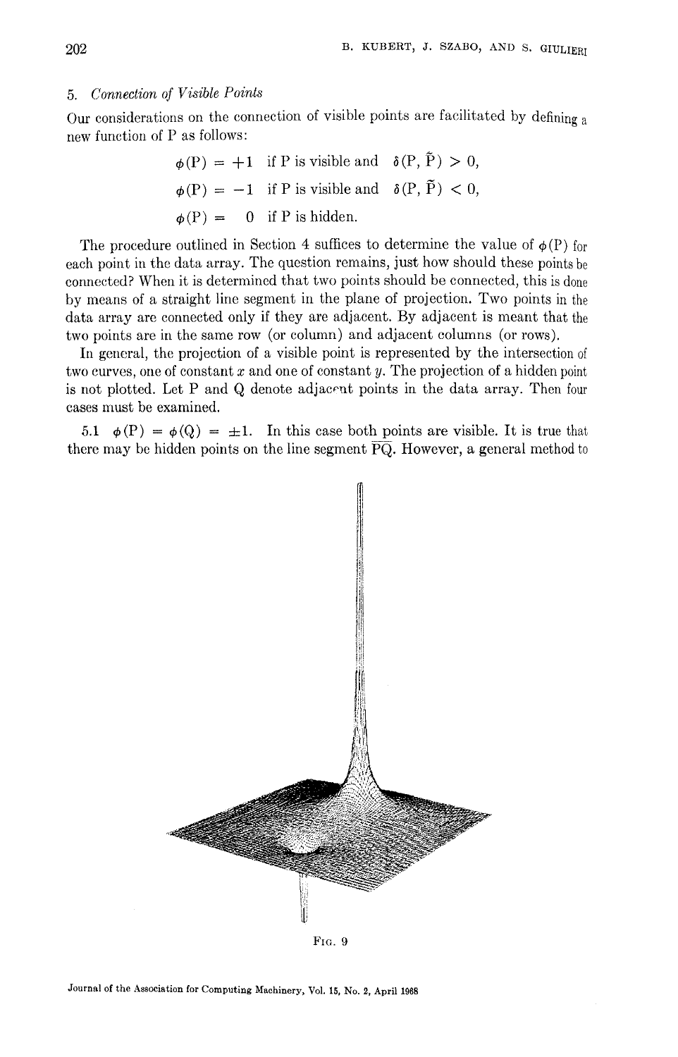## 5. *Connection of Visible Points*

Our considerations on the connection of visible points are facilitated by defining a new function of P as follows:

$$\phi(\mathrm{P}) = +1 \quad \text{if P is visible and} \quad \delta(\mathrm{P}, \tilde{\mathrm{P}}) > 0,$$

$$\phi(\mathrm{P}) = -1 \quad \text{if P is visible and} \quad \delta(\mathrm{P}, \tilde{\mathrm{P}}) < 0,$$

$$\phi(\mathrm{P}) = \phantom{-}0 \quad \text{if P is hidden.}$$

The procedure outlined in Section 4 suffices to determine the value of $\phi(\mathrm{P})$ for each point in the data array. The question remains, just how should these points be connected? When it is determined that two points should be connected, this is done by means of a straight line segment in the plane of projection. Two points in the data array are connected only if they are adjacent. By adjacent is meant that the two points are in the same row (or column) and adjacent columns (or rows).

In general, the projection of a visible point is represented by the intersection of two curves, one of constant $x$ and one of constant $y$. The projection of a hidden point is not plotted. Let P and Q denote adjacent points in the data array. Then four cases must be examined.

5.1 $\phi(\mathrm{P}) = \phi(\mathrm{Q}) = \pm 1$. In this case both points are visible. It is true that there may be hidden points on the line segment $\overline{\mathrm{PQ}}$. However, a general method to

FIG. 9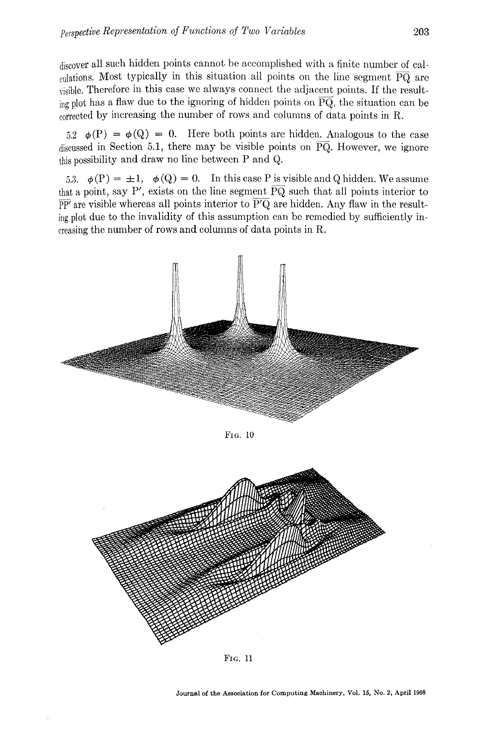discover all such hidden points cannot be accomplished with a finite number of calculations. Most typically in this situation all points on the line segment $\overline{PQ}$ are visible. Therefore in this case we always connect the adjacent points. If the resulting plot has a flaw due to the ignoring of hidden points on $\overline{PQ}$, the situation can be corrected by increasing the number of rows and columns of data points in R.

5.2 $\phi(P) = \phi(Q) = 0$. Here both points are hidden. Analogous to the case discussed in Section 5.1, there may be visible points on $\overline{PQ}$. However, we ignore this possibility and draw no line between P and Q.

5.3. $\phi(P) = \pm 1$, $\phi(Q) = 0$. In this case P is visible and Q hidden. We assume that a point, say P′, exists on the line segment $\overline{PQ}$ such that all points interior to $\overline{PP'}$ are visible whereas all points interior to $\overline{P'Q}$ are hidden. Any flaw in the resulting plot due to the invalidity of this assumption can be remedied by sufficiently increasing the number of rows and columns of data points in R.

Fig. 10

Fig. 11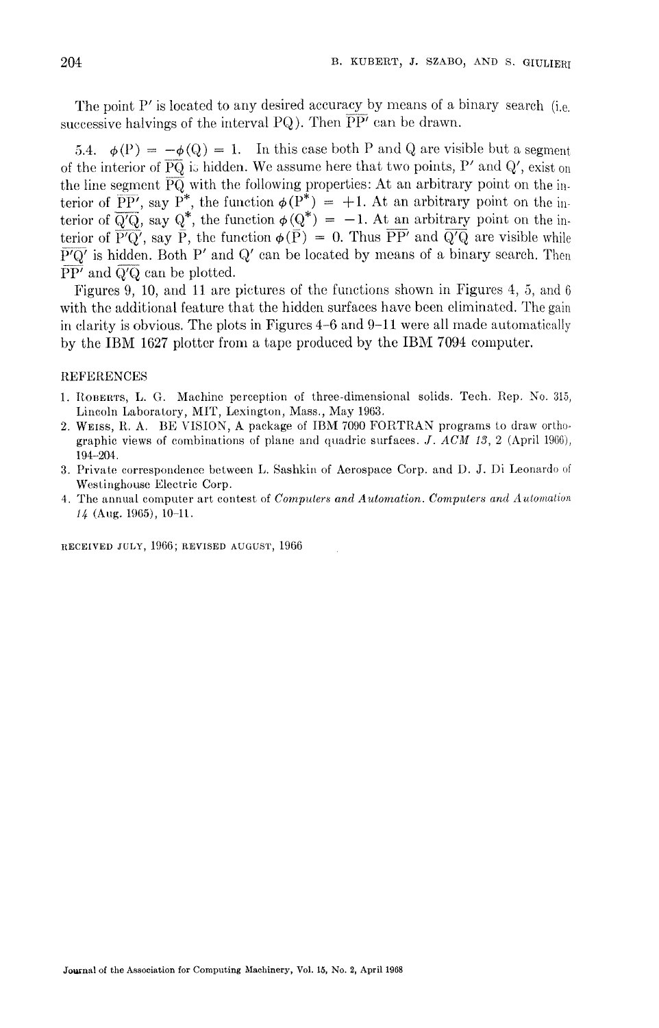The point P′ is located to any desired accuracy by means of a binary search (i.e. successive halvings of the interval PQ). Then $\overline{PP'}$ can be drawn.

5.4. $\phi(P) = -\phi(Q) = 1$. In this case both P and Q are visible but a segment of the interior of $\overline{PQ}$ is hidden. We assume here that two points, P′ and Q′, exist on the line segment $\overline{PQ}$ with the following properties: At an arbitrary point on the interior of $\overline{PP'}$, say $P^*$, the function $\phi(P^*) = +1$. At an arbitrary point on the interior of $\overline{Q'Q}$, say $Q^*$, the function $\phi(Q^*) = -1$. At an arbitrary point on the interior of $\overline{P'Q'}$, say $\bar{P}$, the function $\phi(\bar{P}) = 0$. Thus $\overline{PP'}$ and $\overline{Q'Q}$ are visible while $\overline{P'Q'}$ is hidden. Both P′ and Q′ can be located by means of a binary search. Then $\overline{PP'}$ and $\overline{Q'Q}$ can be plotted.

Figures 9, 10, and 11 are pictures of the functions shown in Figures 4, 5, and 6 with the additional feature that the hidden surfaces have been eliminated. The gain in clarity is obvious. The plots in Figures 4–6 and 9–11 were all made automatically by the IBM 1627 plotter from a tape produced by the IBM 7094 computer.

## REFERENCES

1. Roberts, L. G. Machine perception of three-dimensional solids. Tech. Rep. No. 315, Lincoln Laboratory, MIT, Lexington, Mass., May 1963.
2. Weiss, R. A. BE VISION, A package of IBM 7090 FORTRAN programs to draw orthographic views of combinations of plane and quadric surfaces. *J. ACM 13*, 2 (April 1966), 194–204.
3. Private correspondence between L. Sashkin of Aerospace Corp. and D. J. Di Leonardo of Westinghouse Electric Corp.
4. The annual computer art contest of *Computers and Automation*. *Computers and Automation 14* (Aug. 1965), 10–11.

RECEIVED JULY, 1966; REVISED AUGUST, 1966